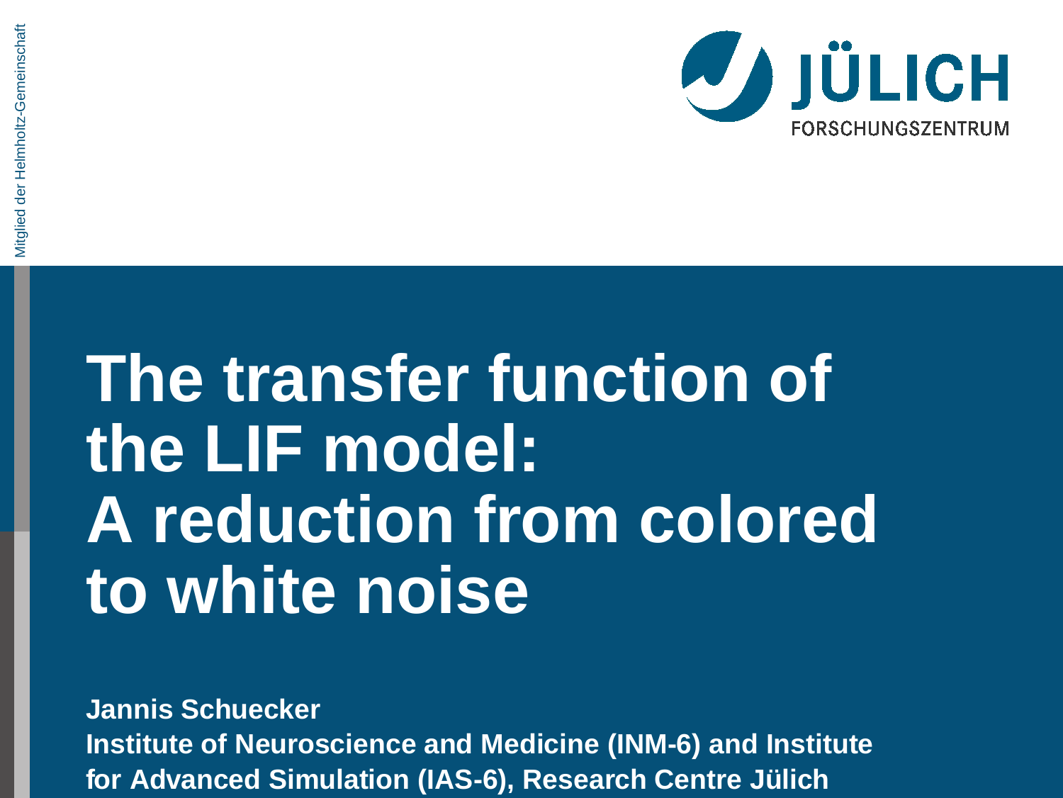# The transfer function of the LIF model: A reduction from colored to white noise

**Jannis Schuecker**

**Institute of Neuroscience and Medicine (INM-6) and Institute for Advanced Simulation (IAS-6), Research Centre Jülich**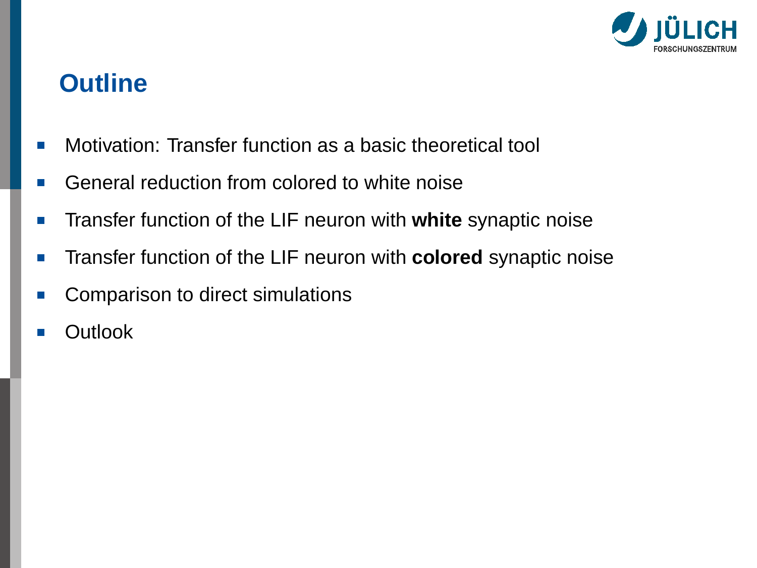# Outline

- Motivation: Transfer function as a basic theoretical tool
- General reduction from colored to white noise
- Transfer function of the LIF neuron with **white** synaptic noise
- Transfer function of the LIF neuron with **colored** synaptic noise
- Comparison to direct simulations
- Outlook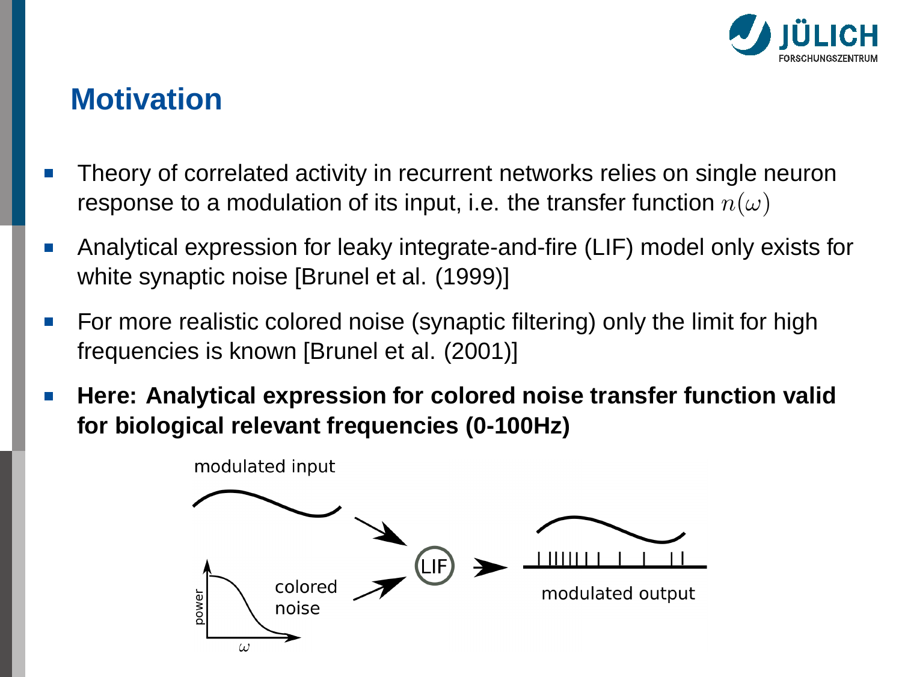## Motivation

- Theory of correlated activity in recurrent networks relies on single neuron response to a modulation of its input, i.e. the transfer function $n(\omega)$
- Analytical expression for leaky integrate-and-fire (LIF) model only exists for white synaptic noise [Brunel et al. (1999)]
- For more realistic colored noise (synaptic filtering) only the limit for high frequencies is known [Brunel et al. (2001)]
- **Here: Analytical expression for colored noise transfer function valid for biological relevant frequencies (0-100Hz)**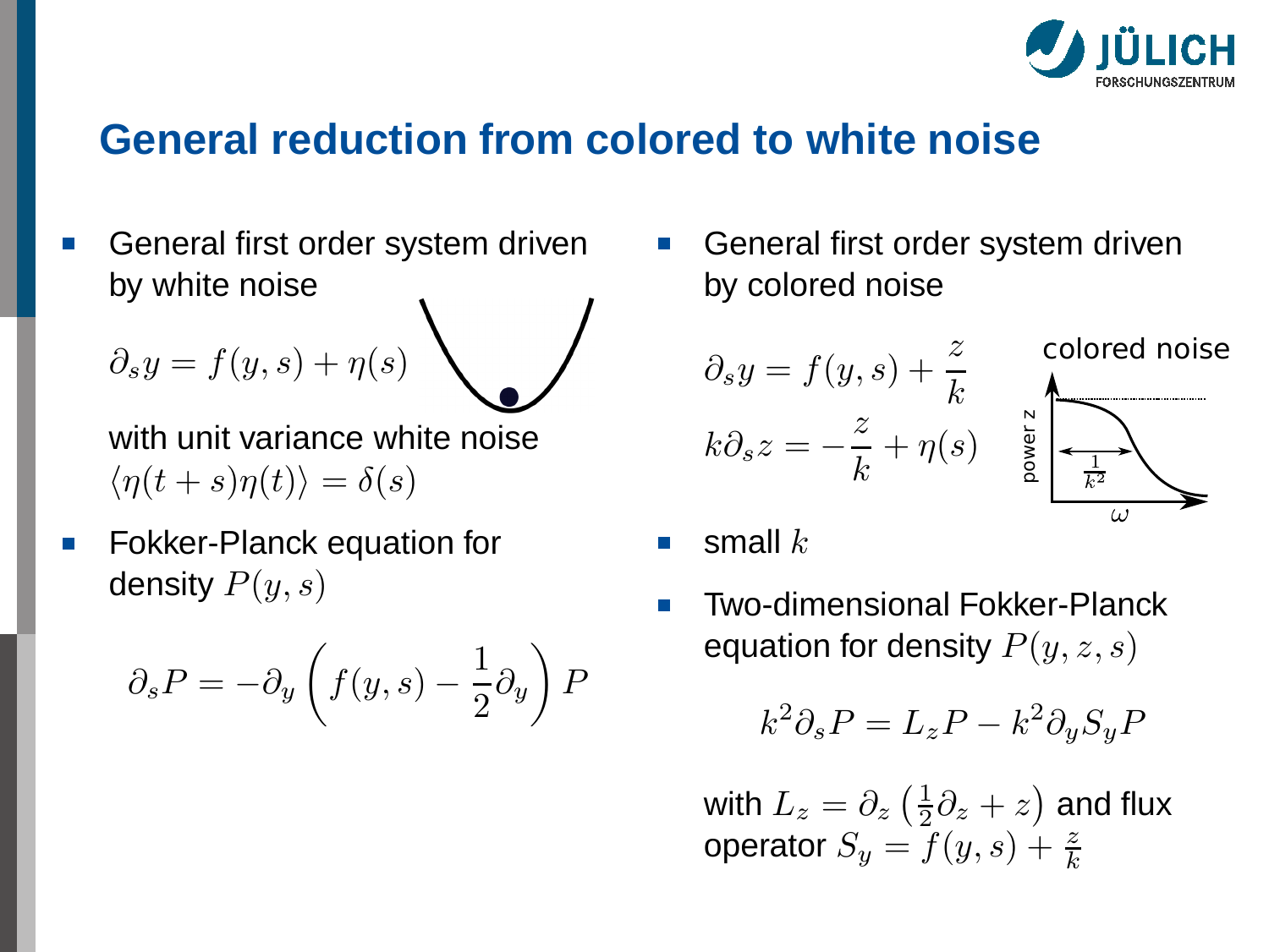# General reduction from colored to white noise

- General first order system driven by white noise

$$\partial_s y = f(y,s) + \eta(s)$$

with unit variance white noise $\langle \eta(t+s)\eta(t)\rangle = \delta(s)$

- Fokker-Planck equation for density $P(y,s)$

$$\partial_s P = -\partial_y \left( f(y,s) - \frac{1}{2}\partial_y \right) P$$

- General first order system driven by colored noise

$$\partial_s y = f(y,s) + \frac{z}{k}$$

$$k\partial_s z = -\frac{z}{k} + \eta(s)$$

colored noise

power z

$\frac{1}{k^2}$

$\omega$

- small $k$

- Two-dimensional Fokker-Planck equation for density $P(y,z,s)$

$$k^2 \partial_s P = L_z P - k^2 \partial_y S_y P$$

with $L_z = \partial_z \left(\frac{1}{2}\partial_z + z\right)$ and flux operator $S_y = f(y,s) + \frac{z}{k}$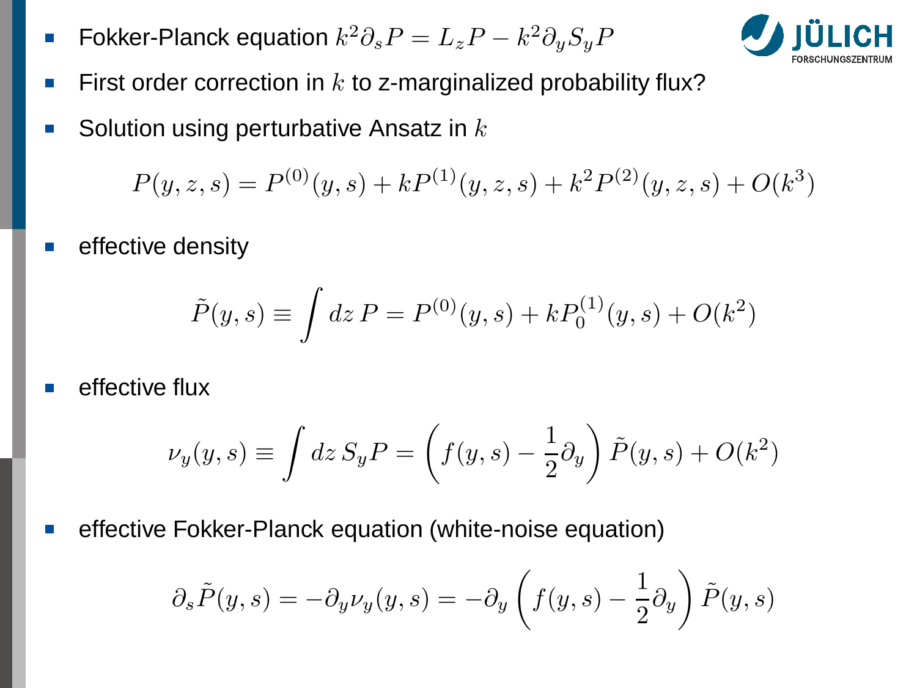- Fokker-Planck equation $k^2 \partial_s P = L_z P - k^2 \partial_y S_y P$
- First order correction in $k$ to z-marginalized probability flux?
- Solution using perturbative Ansatz in $k$

$$P(y,z,s) = P^{(0)}(y,s) + kP^{(1)}(y,z,s) + k^2 P^{(2)}(y,z,s) + O(k^3)$$

- effective density

$$\tilde{P}(y,s) \equiv \int dz\, P = P^{(0)}(y,s) + kP_0^{(1)}(y,s) + O(k^2)$$

- effective flux

$$\nu_y(y,s) \equiv \int dz\, S_y P = \left( f(y,s) - \frac{1}{2}\partial_y \right) \tilde{P}(y,s) + O(k^2)$$

- effective Fokker-Planck equation (white-noise equation)

$$\partial_s \tilde{P}(y,s) = -\partial_y \nu_y(y,s) = -\partial_y \left( f(y,s) - \frac{1}{2}\partial_y \right) \tilde{P}(y,s)$$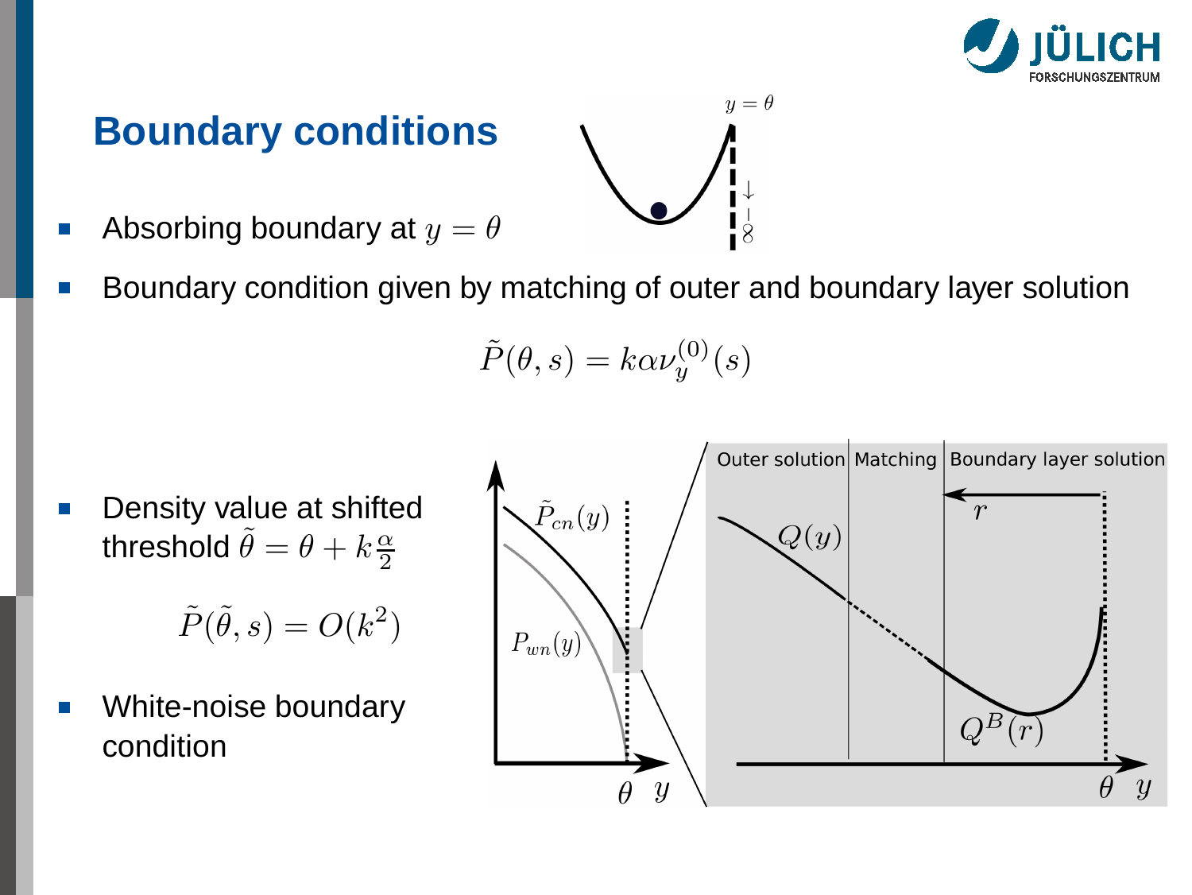# Boundary conditions

- Absorbing boundary at $y = \theta$
- Boundary condition given by matching of outer and boundary layer solution

$$\tilde{P}(\theta, s) = k\alpha\nu_y^{(0)}(s)$$

- Density value at shifted threshold $\tilde{\theta} = \theta + k\frac{\alpha}{2}$

$$\tilde{P}(\tilde{\theta}, s) = O(k^2)$$

- White-noise boundary condition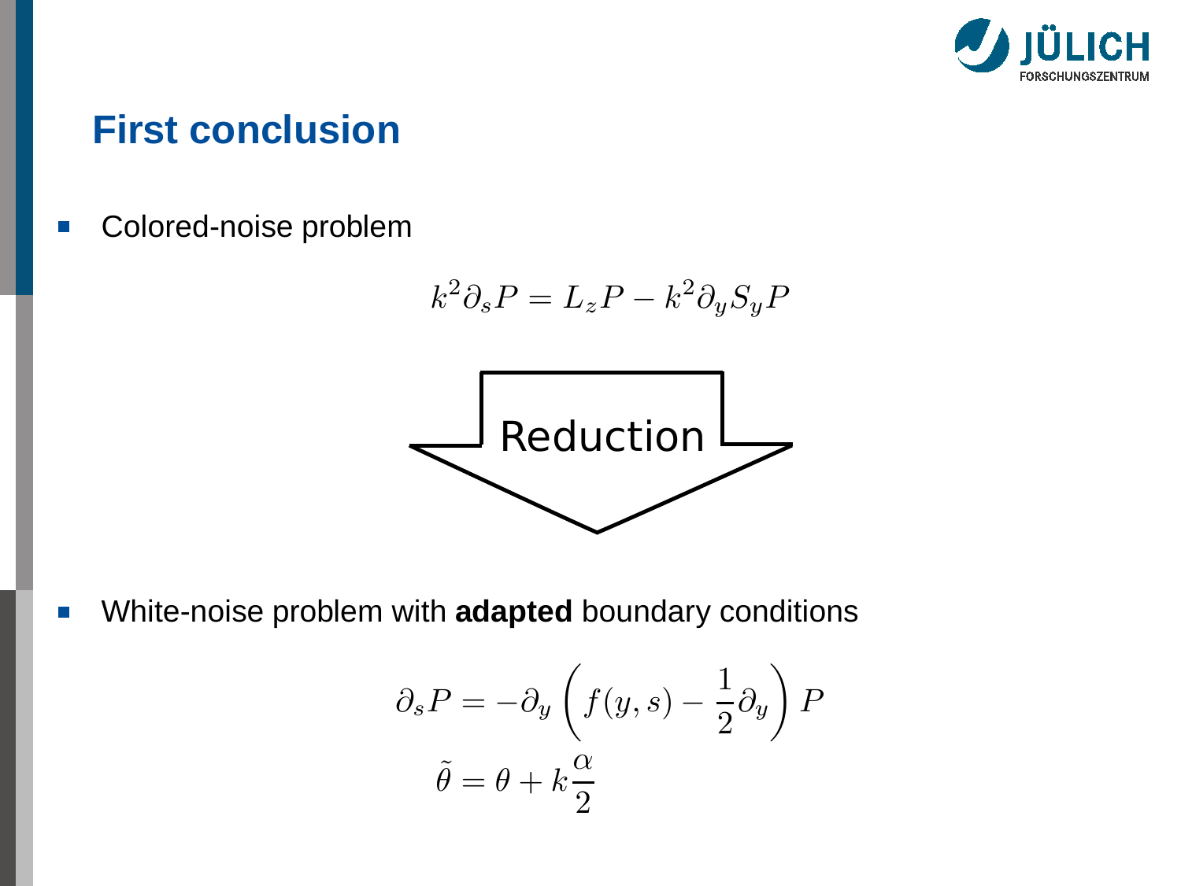# First conclusion

- Colored-noise problem

$$k^2 \partial_s P = L_z P - k^2 \partial_y S_y P$$

Reduction

- White-noise problem with **adapted** boundary conditions

$$\partial_s P = -\partial_y \left( f(y,s) - \frac{1}{2} \partial_y \right) P$$

$$\tilde{\theta} = \theta + k \frac{\alpha}{2}$$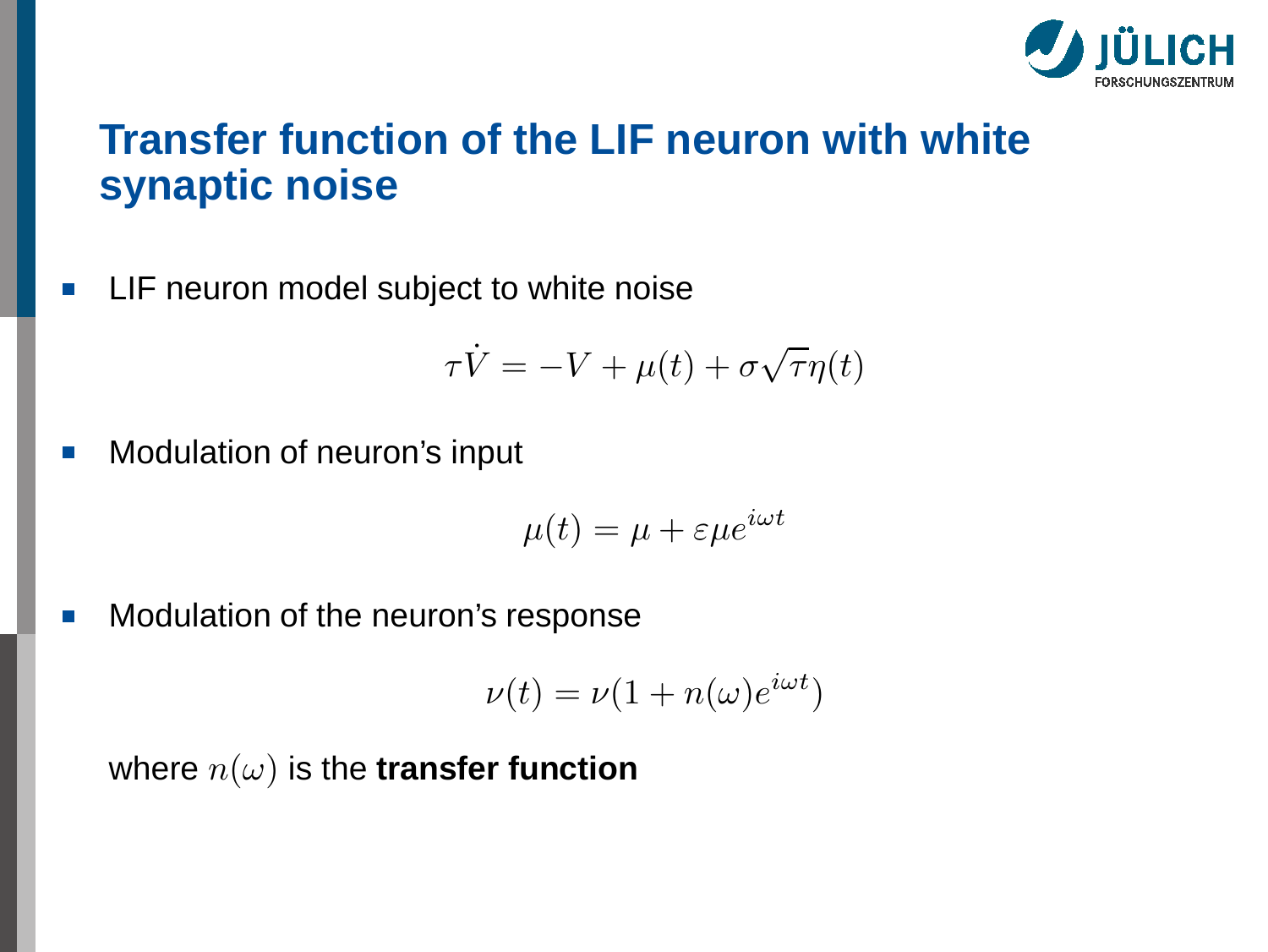# Transfer function of the LIF neuron with white synaptic noise

- LIF neuron model subject to white noise

$$\tau \dot{V} = -V + \mu(t) + \sigma\sqrt{\tau}\eta(t)$$

- Modulation of neuron's input

$$\mu(t) = \mu + \varepsilon\mu e^{i\omega t}$$

- Modulation of the neuron's response

$$\nu(t) = \nu(1 + n(\omega)e^{i\omega t})$$

where $n(\omega)$ is the **transfer function**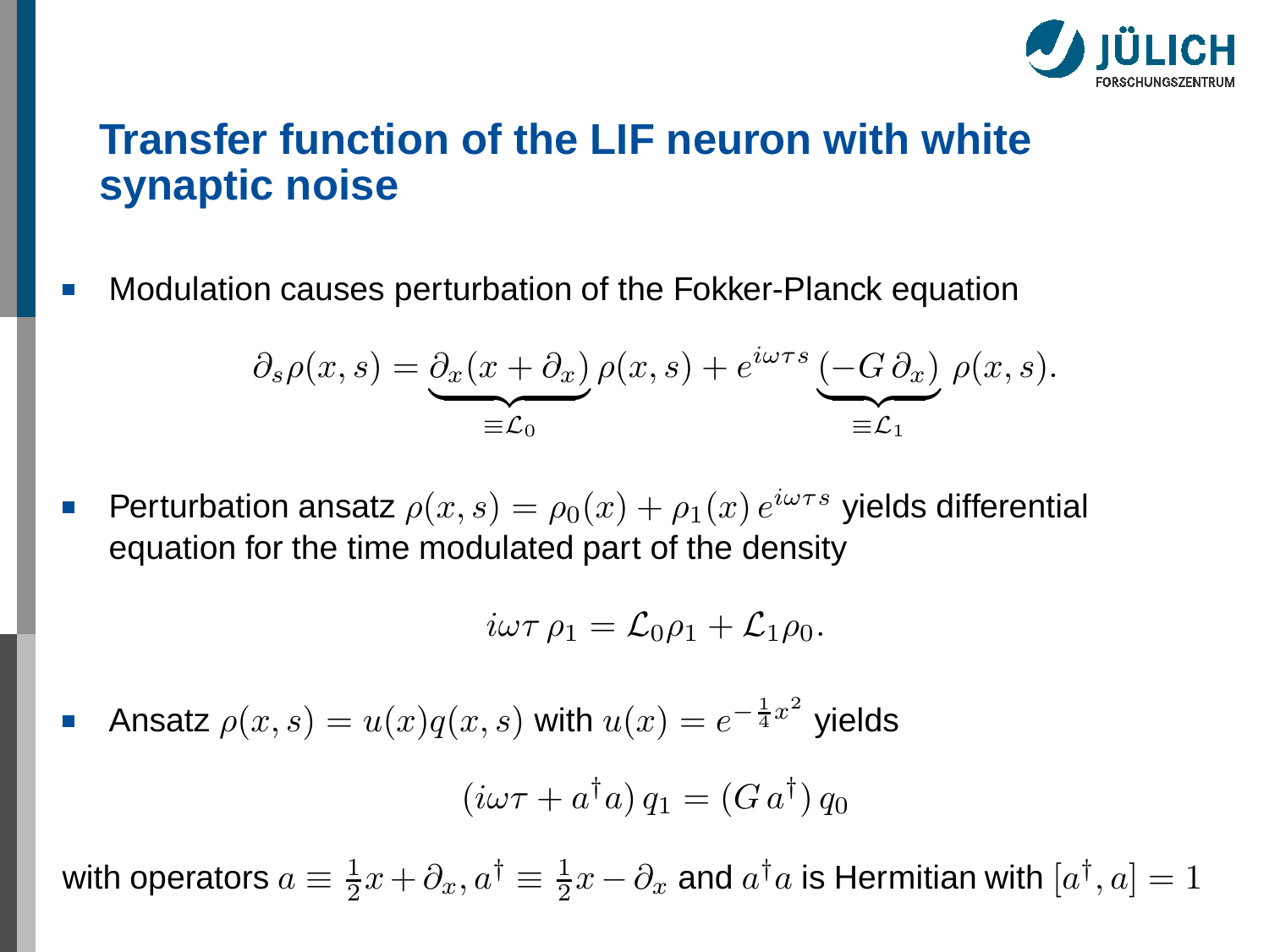# Transfer function of the LIF neuron with white synaptic noise

- Modulation causes perturbation of the Fokker-Planck equation

$$\partial_s \rho(x,s) = \underbrace{\partial_x (x + \partial_x)}_{\equiv \mathcal{L}_0} \rho(x,s) + e^{i\omega\tau s} \underbrace{(-G\,\partial_x)}_{\equiv \mathcal{L}_1} \rho(x,s).$$

- Perturbation ansatz $\rho(x,s) = \rho_0(x) + \rho_1(x)\, e^{i\omega\tau s}$ yields differential equation for the time modulated part of the density

$$i\omega\tau\,\rho_1 = \mathcal{L}_0 \rho_1 + \mathcal{L}_1 \rho_0.$$

- Ansatz $\rho(x,s) = u(x) q(x,s)$ with $u(x) = e^{-\frac{1}{4}x^2}$ yields

$$(i\omega\tau + a^\dagger a)\, q_1 = (G\, a^\dagger)\, q_0$$

with operators $a \equiv \frac{1}{2}x + \partial_x, a^\dagger \equiv \frac{1}{2}x - \partial_x$ and $a^\dagger a$ is Hermitian with $[a^\dagger, a] = 1$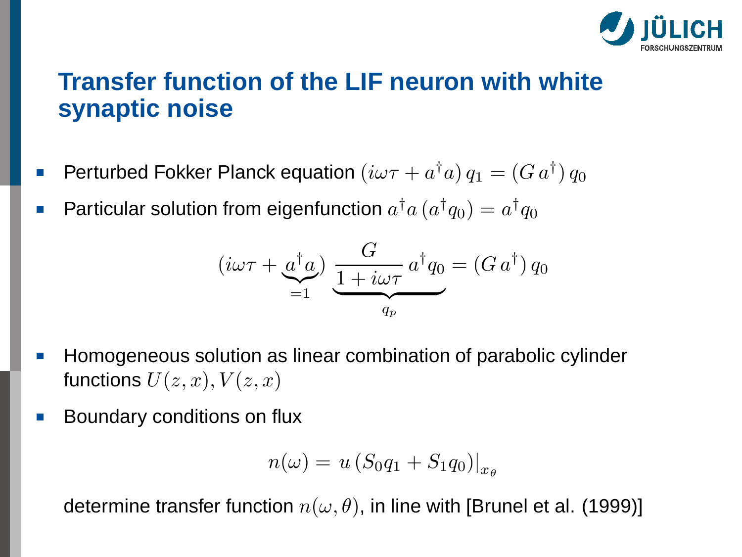# Transfer function of the LIF neuron with white synaptic noise

- Perturbed Fokker Planck equation $(i\omega\tau + a^{\dagger}a)\, q_1 = (G\, a^{\dagger})\, q_0$
- Particular solution from eigenfunction $a^{\dagger}a\,(a^{\dagger}q_0) = a^{\dagger}q_0$

$$(i\omega\tau + \underbrace{a^{\dagger}a}_{=1})\; \underbrace{\frac{G}{1+i\omega\tau}\, a^{\dagger}q_0}_{q_p} = (G\, a^{\dagger})\, q_0$$

- Homogeneous solution as linear combination of parabolic cylinder functions $U(z,x), V(z,x)$
- Boundary conditions on flux

$$n(\omega) = u\,(S_0 q_1 + S_1 q_0)|_{x_\theta}$$

determine transfer function $n(\omega, \theta)$, in line with [Brunel et al. (1999)]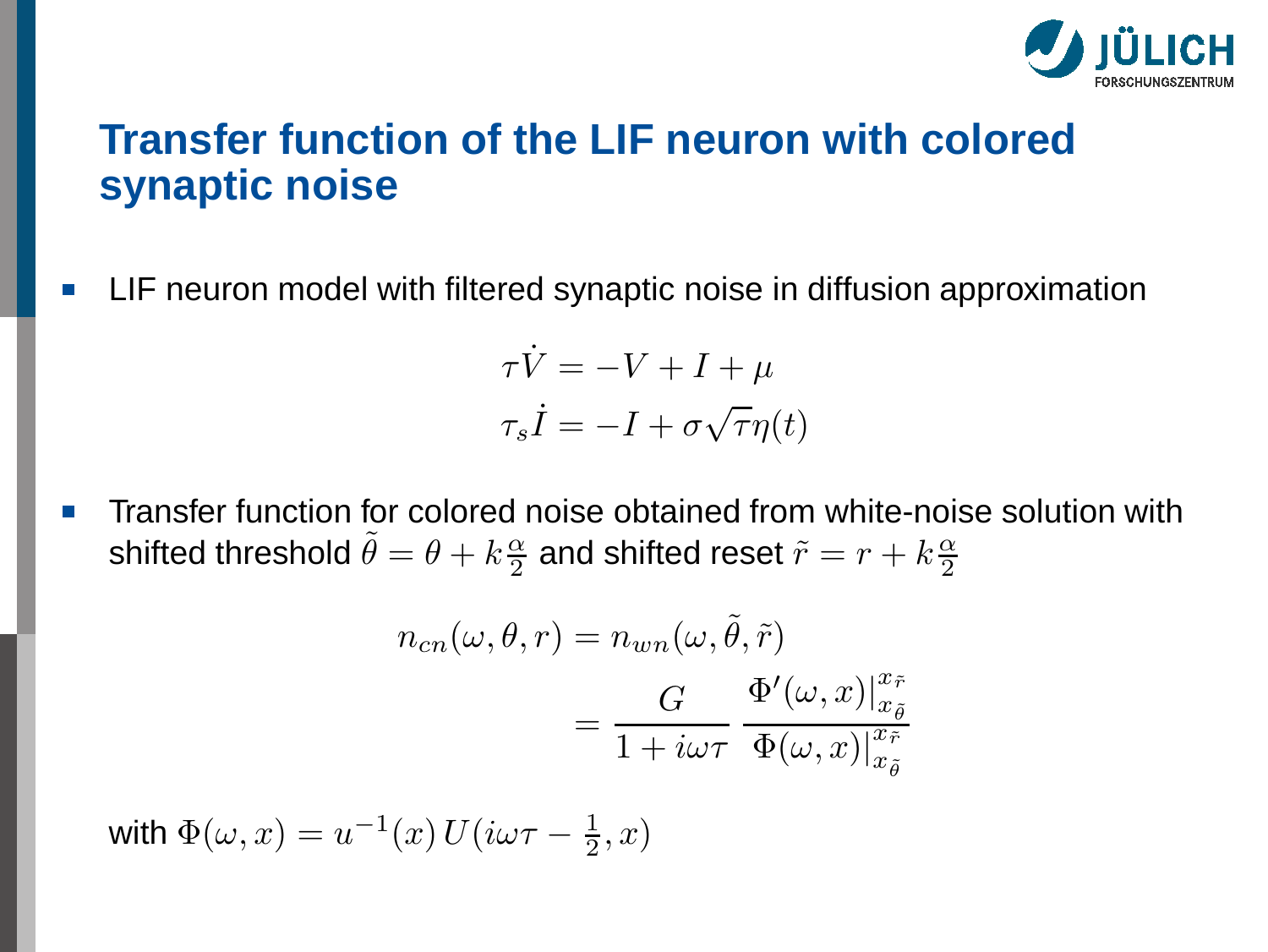# Transfer function of the LIF neuron with colored synaptic noise

- LIF neuron model with filtered synaptic noise in diffusion approximation

$$
\begin{aligned}
\tau \dot{V} &= -V + I + \mu \\
\tau_s \dot{I} &= -I + \sigma\sqrt{\tau}\eta(t)
\end{aligned}
$$

- Transfer function for colored noise obtained from white-noise solution with shifted threshold $\tilde{\theta} = \theta + k\frac{\alpha}{2}$ and shifted reset $\tilde{r} = r + k\frac{\alpha}{2}$

$$
\begin{aligned}
n_{cn}(\omega, \theta, r) &= n_{wn}(\omega, \tilde{\theta}, \tilde{r}) \\
&= \frac{G}{1 + i\omega\tau} \, \frac{\Phi'(\omega, x)|_{x_{\tilde{\theta}}}^{x_{\tilde{r}}}}{\Phi(\omega, x)|_{x_{\tilde{\theta}}}^{x_{\tilde{r}}}}
\end{aligned}
$$

with $\Phi(\omega, x) = u^{-1}(x)\, U(i\omega\tau - \frac{1}{2}, x)$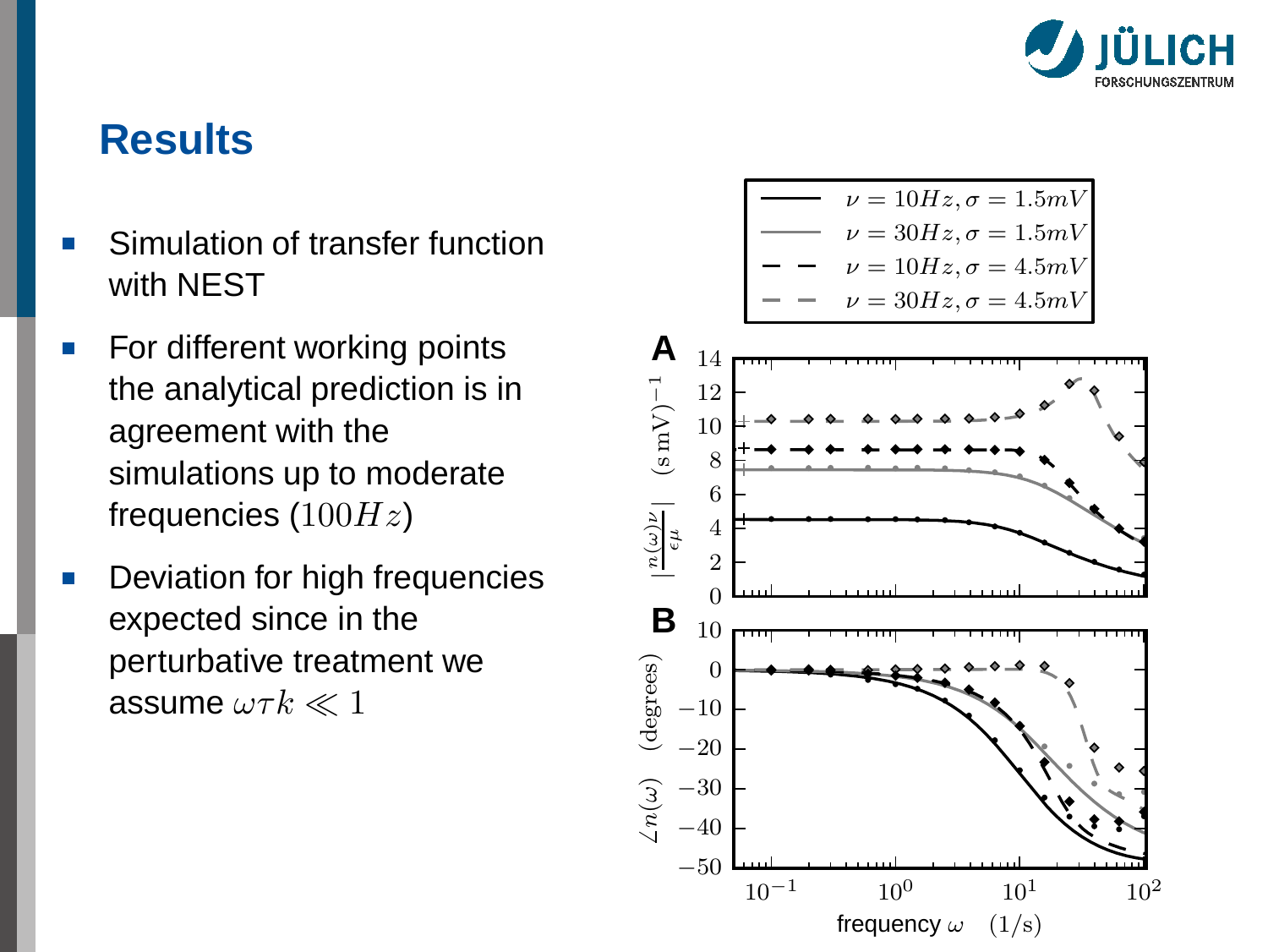# Results

- Simulation of transfer function with NEST
- For different working points the analytical prediction is in agreement with the simulations up to moderate frequencies ($100Hz$)
- Deviation for high frequencies expected since in the perturbative treatment we assume $\omega\tau k \ll 1$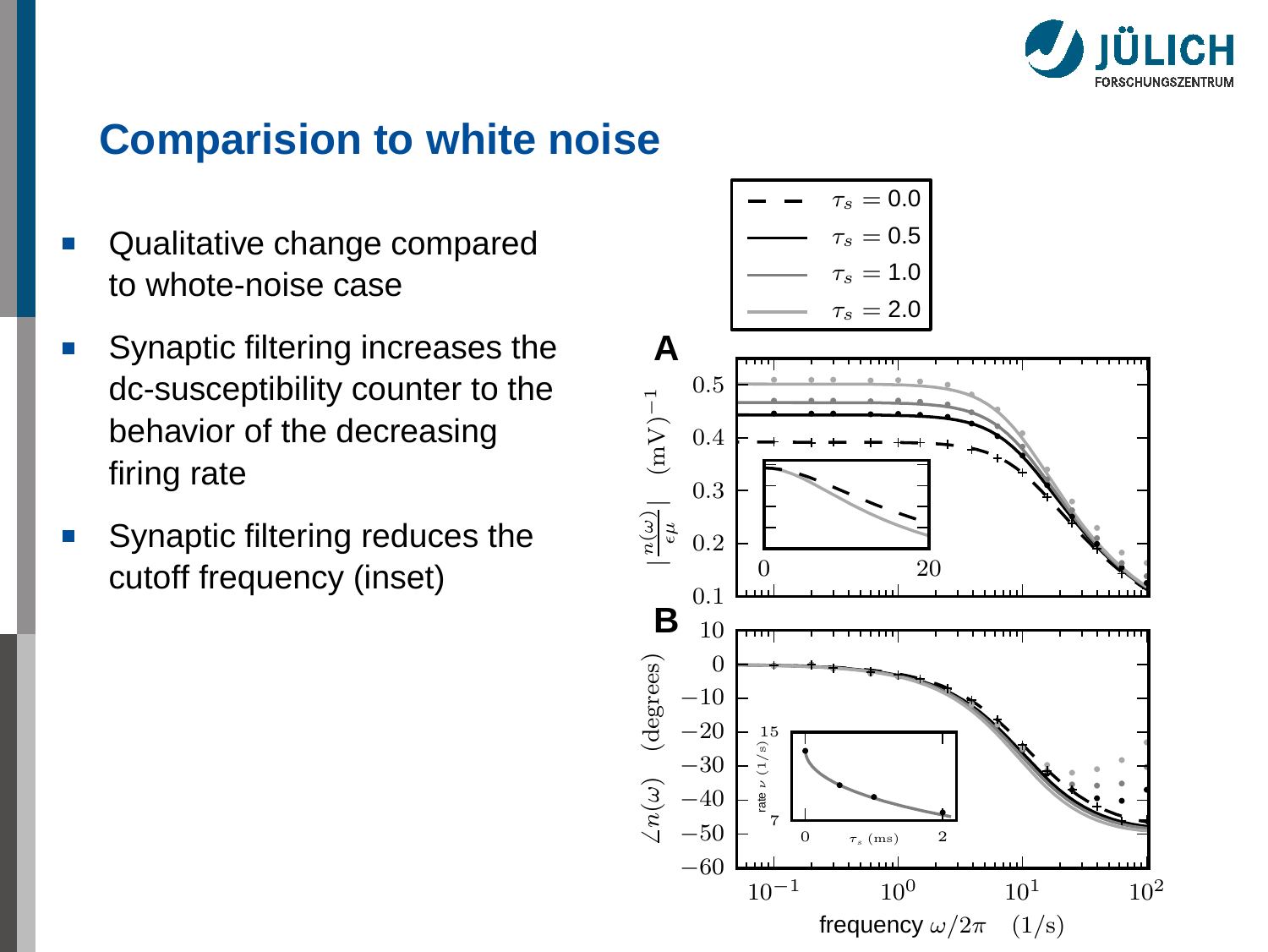## Comparision to white noise

- Qualitative change compared to whote-noise case
- Synaptic filtering increases the dc-susceptibility counter to the behavior of the decreasing firing rate
- Synaptic filtering reduces the cutoff frequency (inset)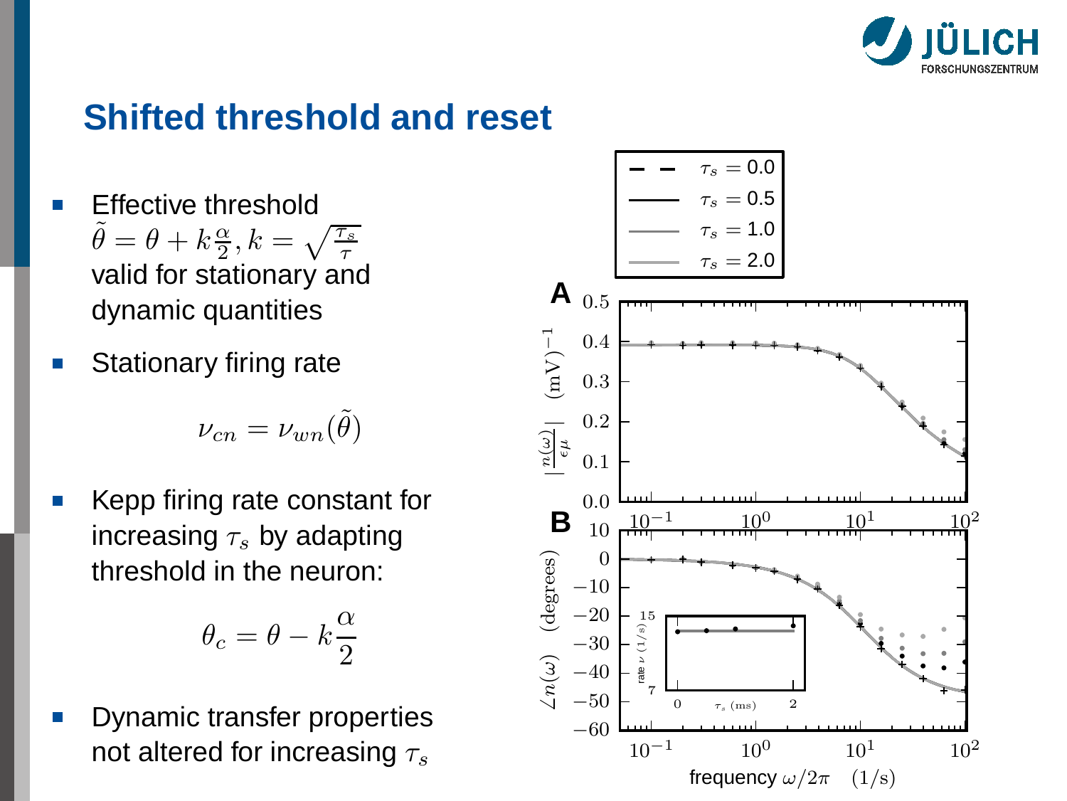# Shifted threshold and reset

- Effective threshold $\tilde{\theta} = \theta + k\frac{\alpha}{2}, k = \sqrt{\frac{\tau_s}{\tau}}$ valid for stationary and dynamic quantities
- Stationary firing rate

$$\nu_{cn} = \nu_{wn}(\tilde{\theta})$$

- Kepp firing rate constant for increasing $\tau_s$ by adapting threshold in the neuron:

$$\theta_c = \theta - k\frac{\alpha}{2}$$

- Dynamic transfer properties not altered for increasing $\tau_s$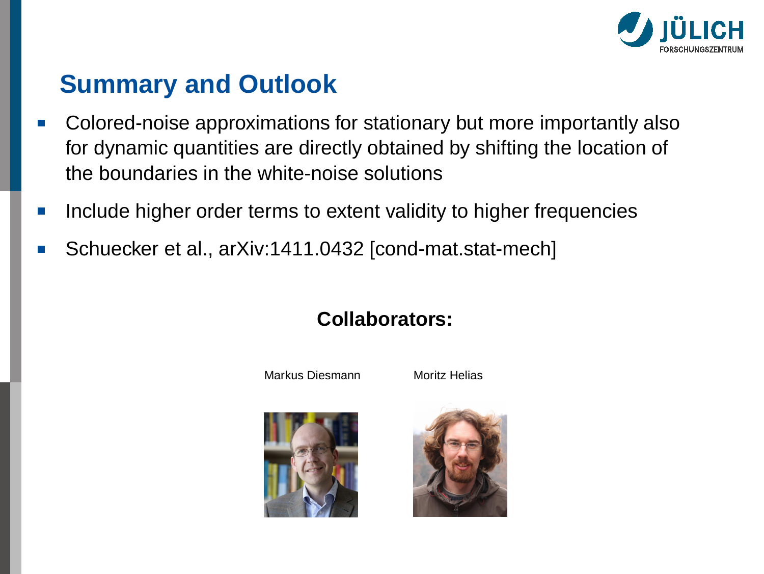## Summary and Outlook

- Colored-noise approximations for stationary but more importantly also for dynamic quantities are directly obtained by shifting the location of the boundaries in the white-noise solutions
- Include higher order terms to extent validity to higher frequencies
- Schuecker et al., arXiv:1411.0432 [cond-mat.stat-mech]

**Collaborators:**

Markus Diesmann

Moritz Helias